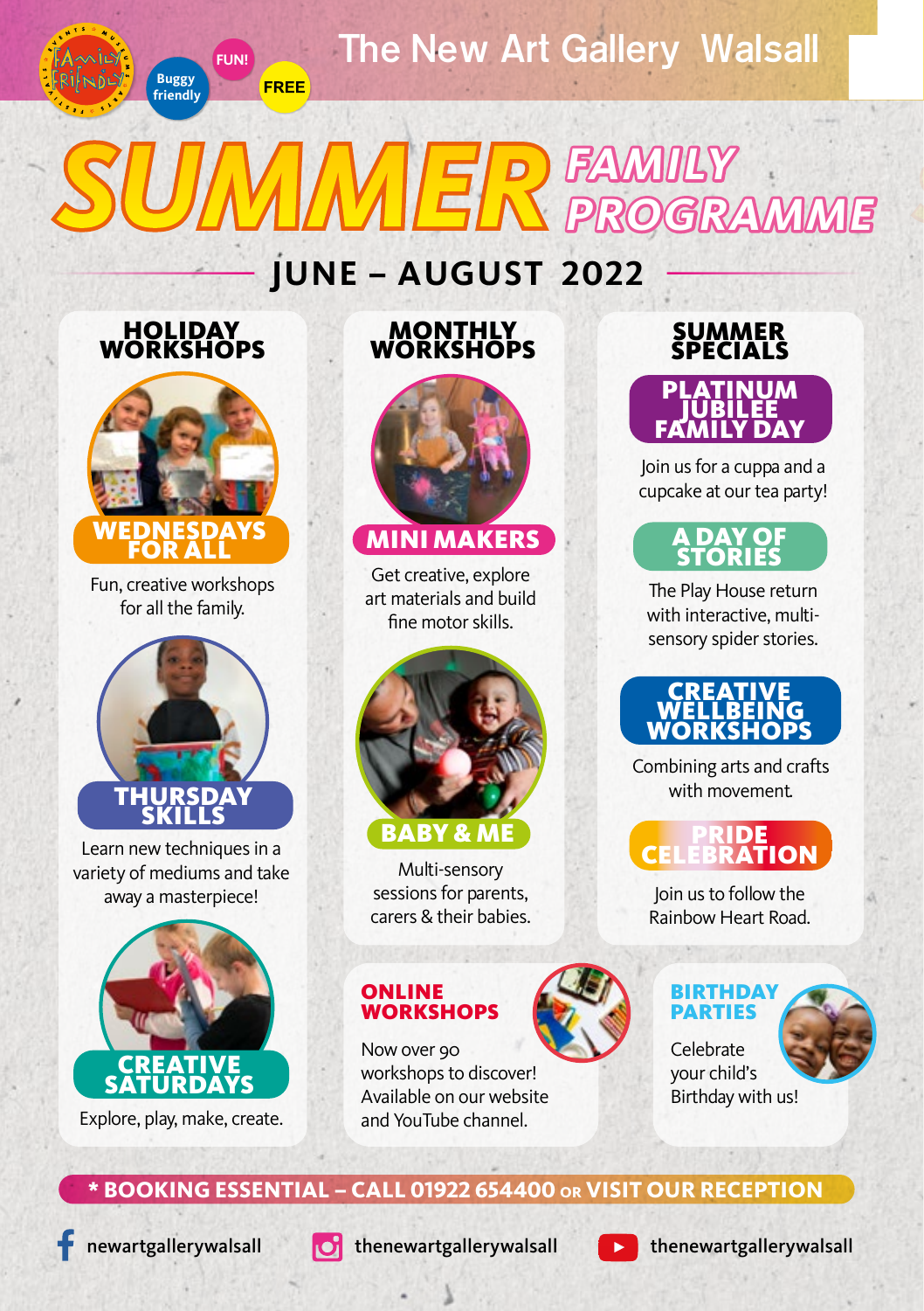Family Friendly

Buggy friendly

FUN!

FREE

The New Art Gallery Walsall

# SUMMER FAMILY PROGRAMME

## JUNE – AUGUST 2022

### HOLIDAY WORKSHOPS

**WEDNESDAYS FOR ALL**

Fun, creative workshops for all the family.

**THURSDAY SKILLS**

Learn new techniques in a variety of mediums and take away a masterpiece!

**CREATIVE SATURDAYS**

Explore, play, make, create.

### MONTHLY WORKSHOPS

**MINI MAKERS**

Get creative, explore art materials and build fine motor skills.

**BABY & ME**

Multi-sensory sessions for parents, carers & their babies.

### SUMMER SPECIALS

**PLATINUM JUBILEE FAMILY DAY**

Join us for a cuppa and a cupcake at our tea party!

**A DAY OF STORIES**

The Play House return with interactive, multi-sensory spider stories.

**CREATIVE WELLBEING WORKSHOPS**

Combining arts and crafts with movement.

**PRIDE CELEBRATION**

Join us to follow the Rainbow Heart Road.

### ONLINE WORKSHOPS

Now over 90 workshops to discover! Available on our website and YouTube channel.

### BIRTHDAY PARTIES

Celebrate your child's Birthday with us!

**\* BOOKING ESSENTIAL – CALL 01922 654400 OR VISIT OUR RECEPTION**

newartgallerywalsall

thenewartgallerywalsall

thenewartgallerywalsall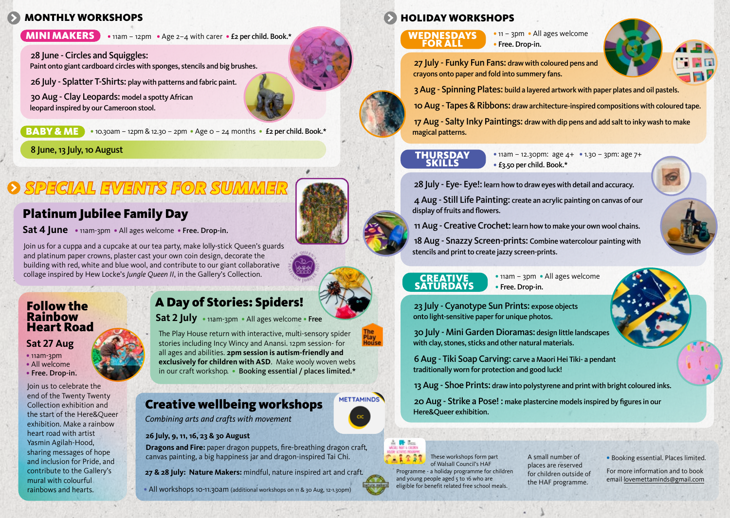## MONTHLY WORKSHOPS

### MINI MAKERS

• 11am – 12pm • Age 2–4 with carer • **£2 per child. Book.***

28 June - Circles and Squiggles: Paint onto giant cardboard circles with sponges, stencils and big brushes.

26 July - Splatter T-Shirts: play with patterns and fabric paint.

30 Aug - Clay Leopards: model a spotty African leopard inspired by our Cameroon stool.

### BABY & ME

• 10.30am – 12pm & 12.30 – 2pm • Age 0 – 24 months • **£2 per child. Book.***

8 June, 13 July, 10 August

## SPECIAL EVENTS FOR SUMMER

### Platinum Jubilee Family Day

**Sat 4 June** • 11am-3pm • All ages welcome • **Free. Drop-in.**

Join us for a cuppa and a cupcake at our tea party, make lolly-stick Queen's guards and platinum paper crowns, plaster cast your own coin design, decorate the building with red, white and blue wool, and contribute to our giant collaborative collage inspired by Hew Locke's *Jungle Queen II*, in the Gallery's Collection.

### Follow the Rainbow Heart Road

**Sat 27 Aug**

- 11am-3pm
- All welcome
- **Free. Drop-in.**

Join us to celebrate the end of the Twenty Twenty Collection exhibition and the start of the Here&Queer exhibition. Make a rainbow heart road with artist Yasmin Agilah-Hood, sharing messages of hope and inclusion for Pride, and contribute to the Gallery's mural with colourful rainbows and hearts.

### A Day of Stories: Spiders!

**Sat 2 July** • 11am-3pm • All ages welcome • **Free**

The Play House return with interactive, multi-sensory spider stories including Incy Wincy and Anansi. 12pm session- for all ages and abilities. **2pm session is autism-friendly and exclusively for children with ASD.** Make wooly woven webs in our craft workshop. • **Booking essential / places limited.***

### Creative wellbeing workshops

METTAMINDS CIC

*Combining arts and crafts with movement*

**26 July, 9, 11, 16, 23 & 30 August**

**Dragons and Fire:** paper dragon puppets, fire-breathing dragon craft, canvas painting, a big happiness jar and dragon-inspired Tai Chi.

**27 & 28 July: Nature Makers:** mindful, nature inspired art and craft.

• All workshops 10-11.30am (additional workshops on 11 & 30 Aug, 12-1.30pm)

These workshops form part of Walsall Council's HAF Programme - a holiday programme for children and young people aged 5 to 16 who are eligible for benefit related free school meals.

A small number of places are reserved for children outside of the HAF programme.

• Booking essential. Places limited.

For more information and to book email lovemettaminds@gmail.com

## HOLIDAY WORKSHOPS

### WEDNESDAYS FOR ALL

• 11 – 3pm • All ages welcome
• **Free. Drop-in.**

27 July - Funky Fun Fans: draw with coloured pens and crayons onto paper and fold into summery fans.

3 Aug - Spinning Plates: build a layered artwork with paper plates and oil pastels.

10 Aug - Tapes & Ribbons: draw architecture-inspired compositions with coloured tape.

17 Aug - Salty Inky Paintings: draw with dip pens and add salt to inky wash to make magical patterns.

### THURSDAY SKILLS

• 11am – 12.30pm: age 4+ • 1.30 – 3pm: age 7+
• **£3.50 per child. Book.***

28 July - Eye- Eye!: learn how to draw eyes with detail and accuracy.

4 Aug - Still Life Painting: create an acrylic painting on canvas of our display of fruits and flowers.

11 Aug - Creative Crochet: learn how to make your own wool chains.

18 Aug - Snazzy Screen-prints: Combine watercolour painting with stencils and print to create jazzy screen-prints.

### CREATIVE SATURDAYS

• 11am – 3pm • All ages welcome
• **Free. Drop-in.**

23 July - Cyanotype Sun Prints: expose objects onto light-sensitive paper for unique photos.

30 July - Mini Garden Dioramas: design little landscapes with clay, stones, sticks and other natural materials.

6 Aug - Tiki Soap Carving: carve a Maori Hei Tiki- a pendant traditionally worn for protection and good luck!

13 Aug - Shoe Prints: draw into polystyrene and print with bright coloured inks.

20 Aug - Strike a Pose! : make plastercine models inspired by figures in our Here&Queer exhibition.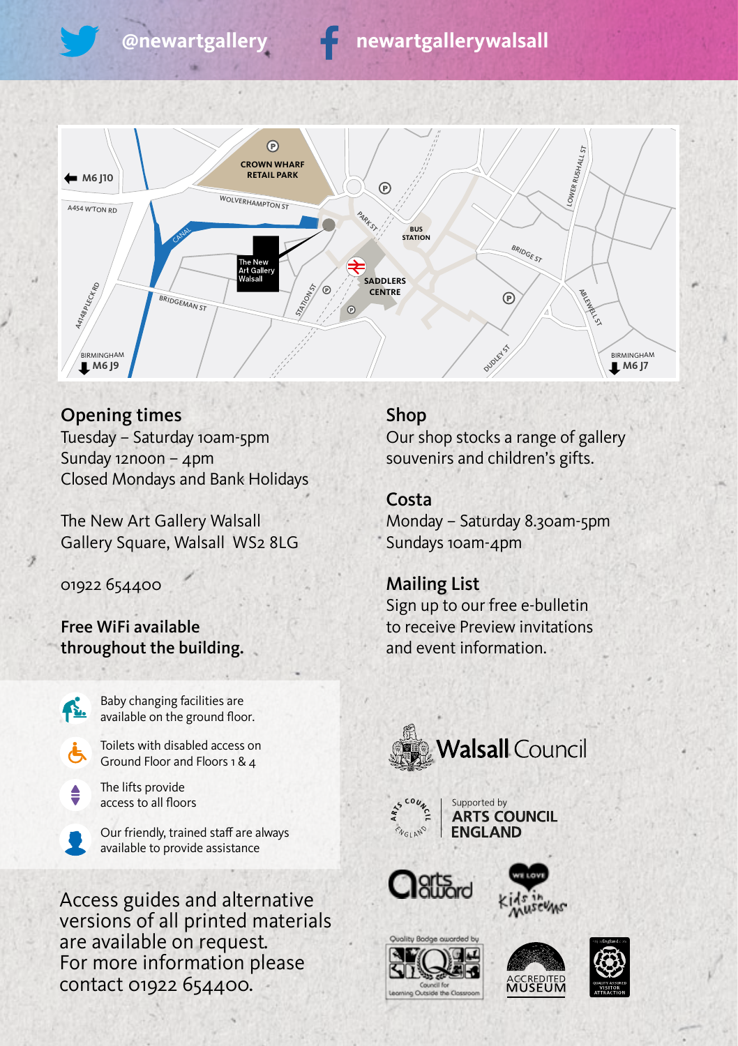@newartgallery newartgallerywalsall

M6 J10
A454 W'TON RD
CROWN WHARF RETAIL PARK
WOLVERHAMPTON ST
CANAL
The New Art Gallery Walsall
PARK ST
BUS STATION
SADDLERS CENTRE
STATION ST
BRIDGEMAN ST
A4148 PLECK RD
LOWER RUSHALL ST
BRIDGE ST
ABLEWELL ST
DUDLEY ST
BIRMINGHAM M6 J9
BIRMINGHAM M6 J7

## Opening times

Tuesday – Saturday 10am-5pm
Sunday 12noon – 4pm
Closed Mondays and Bank Holidays

The New Art Gallery Walsall
Gallery Square, Walsall WS2 8LG

01922 654400

**Free WiFi available throughout the building.**

Baby changing facilities are available on the ground floor.

Toilets with disabled access on Ground Floor and Floors 1 & 4

The lifts provide access to all floors

Our friendly, trained staff are always available to provide assistance

Access guides and alternative versions of all printed materials are available on request. For more information please contact 01922 654400.

## Shop

Our shop stocks a range of gallery souvenirs and children's gifts.

## Costa

Monday – Saturday 8.30am-5pm
Sundays 10am-4pm

## Mailing List

Sign up to our free e-bulletin to receive Preview invitations and event information.

Walsall Council

Supported by ARTS COUNCIL ENGLAND

arts award

We love Kids in Museums

Quality Badge awarded by Council for Learning Outside the Classroom

ACCREDITED MUSEUM

Quality Assured Visitor Attraction